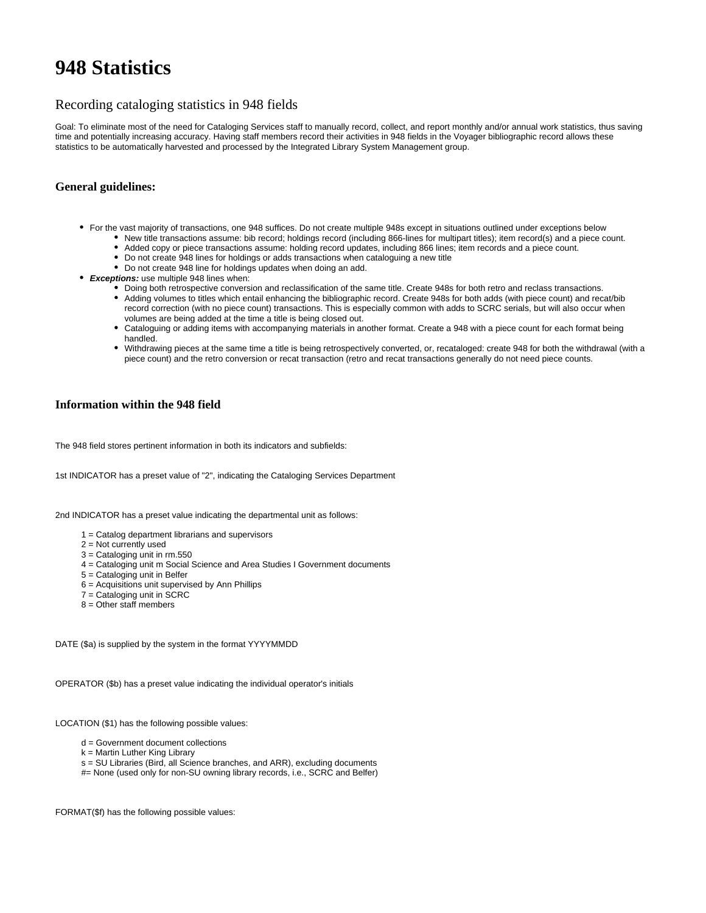# 948 Statistics

## Recording cataloging statistics in 948 fields

Goal: To eliminate most of the need for Cataloging Services staff to manually record, collect, and report monthly and/or annual work statistics, thus saving time and potentially increasing accuracy. Having staff members record their activities in 948 fields in the Voyager bibliographic record allows these statistics to be automatically harvested and processed by the Integrated Library System Management group.

### General guidelines:

- For the vast majority of transactions, one 948 suffices. Do not create multiple 948s except in situations outlined under exceptions below
  - New title transactions assume: bib record; holdings record (including 866-lines for multipart titles); item record(s) and a piece count.
  - Added copy or piece transactions assume: holding record updates, including 866 lines; item records and a piece count.
  - Do not create 948 lines for holdings or adds transactions when cataloguing a new title
  - Do not create 948 line for holdings updates when doing an add.
- ***Exceptions:*** use multiple 948 lines when:
  - Doing both retrospective conversion and reclassification of the same title. Create 948s for both retro and reclass transactions.
  - Adding volumes to titles which entail enhancing the bibliographic record. Create 948s for both adds (with piece count) and recat/bib record correction (with no piece count) transactions. This is especially common with adds to SCRC serials, but will also occur when volumes are being added at the time a title is being closed out.
  - Cataloguing or adding items with accompanying materials in another format. Create a 948 with a piece count for each format being handled.
  - Withdrawing pieces at the same time a title is being retrospectively converted, or, recataloged: create 948 for both the withdrawal (with a piece count) and the retro conversion or recat transaction (retro and recat transactions generally do not need piece counts.

### Information within the 948 field

The 948 field stores pertinent information in both its indicators and subfields:

1st INDICATOR has a preset value of "2", indicating the Cataloging Services Department

2nd INDICATOR has a preset value indicating the departmental unit as follows:

1 = Catalog department librarians and supervisors
2 = Not currently used
3 = Cataloging unit in rm.550
4 = Cataloging unit m Social Science and Area Studies I Government documents
5 = Cataloging unit in Belfer
6 = Acquisitions unit supervised by Ann Phillips
7 = Cataloging unit in SCRC
8 = Other staff members

DATE ($a) is supplied by the system in the format YYYYMMDD

OPERATOR ($b) has a preset value indicating the individual operator's initials

LOCATION ($1) has the following possible values:

d = Government document collections
k = Martin Luther King Library
s = SU Libraries (Bird, all Science branches, and ARR), excluding documents
#= None (used only for non-SU owning library records, i.e., SCRC and Belfer)

FORMAT($f) has the following possible values: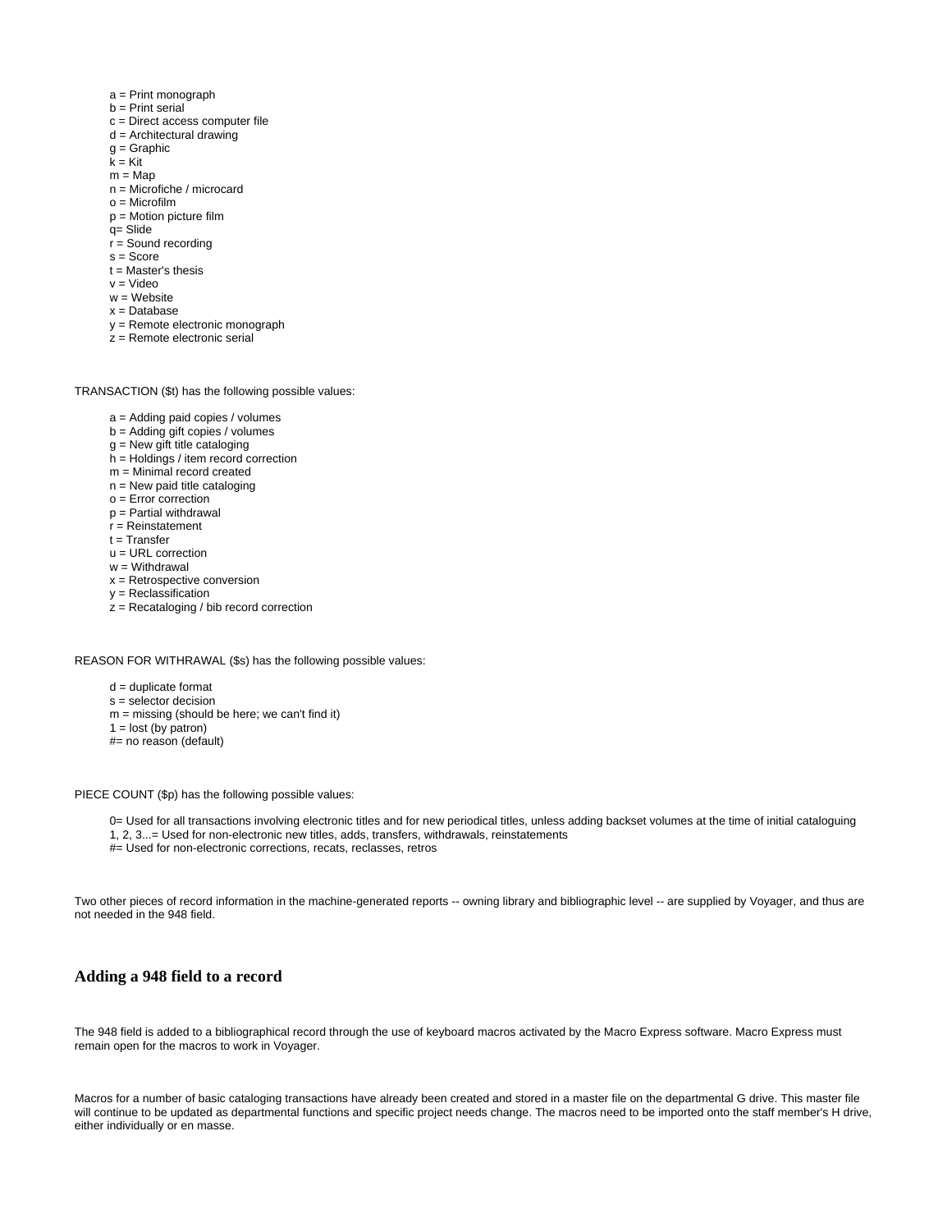- a = Print monograph
- b = Print serial
- c = Direct access computer file
- d = Architectural drawing
- g = Graphic
- k = Kit
- m = Map
- n = Microfiche / microcard
- o = Microfilm
- p = Motion picture film
- q= Slide
- r = Sound recording
- s = Score
- t = Master's thesis
- v = Video
- w = Website
- x = Database
- y = Remote electronic monograph
- z = Remote electronic serial

TRANSACTION ($t) has the following possible values:

- a = Adding paid copies / volumes
- b = Adding gift copies / volumes
- g = New gift title cataloging
- h = Holdings / item record correction
- m = Minimal record created
- n = New paid title cataloging
- o = Error correction
- p = Partial withdrawal
- r = Reinstatement
- t = Transfer
- u = URL correction
- w = Withdrawal
- x = Retrospective conversion
- y = Reclassification
- z = Recataloging / bib record correction

REASON FOR WITHRAWAL ($s) has the following possible values:

- d = duplicate format
- s = selector decision
- m = missing (should be here; we can't find it)
- 1 = lost (by patron)
- #= no reason (default)

PIECE COUNT ($p) has the following possible values:

- 0= Used for all transactions involving electronic titles and for new periodical titles, unless adding backset volumes at the time of initial cataloguing
- 1, 2, 3...= Used for non-electronic new titles, adds, transfers, withdrawals, reinstatements
- #= Used for non-electronic corrections, recats, reclasses, retros

Two other pieces of record information in the machine-generated reports -- owning library and bibliographic level -- are supplied by Voyager, and thus are not needed in the 948 field.

### Adding a 948 field to a record

The 948 field is added to a bibliographical record through the use of keyboard macros activated by the Macro Express software. Macro Express must remain open for the macros to work in Voyager.

Macros for a number of basic cataloging transactions have already been created and stored in a master file on the departmental G drive. This master file will continue to be updated as departmental functions and specific project needs change. The macros need to be imported onto the staff member's H drive, either individually or en masse.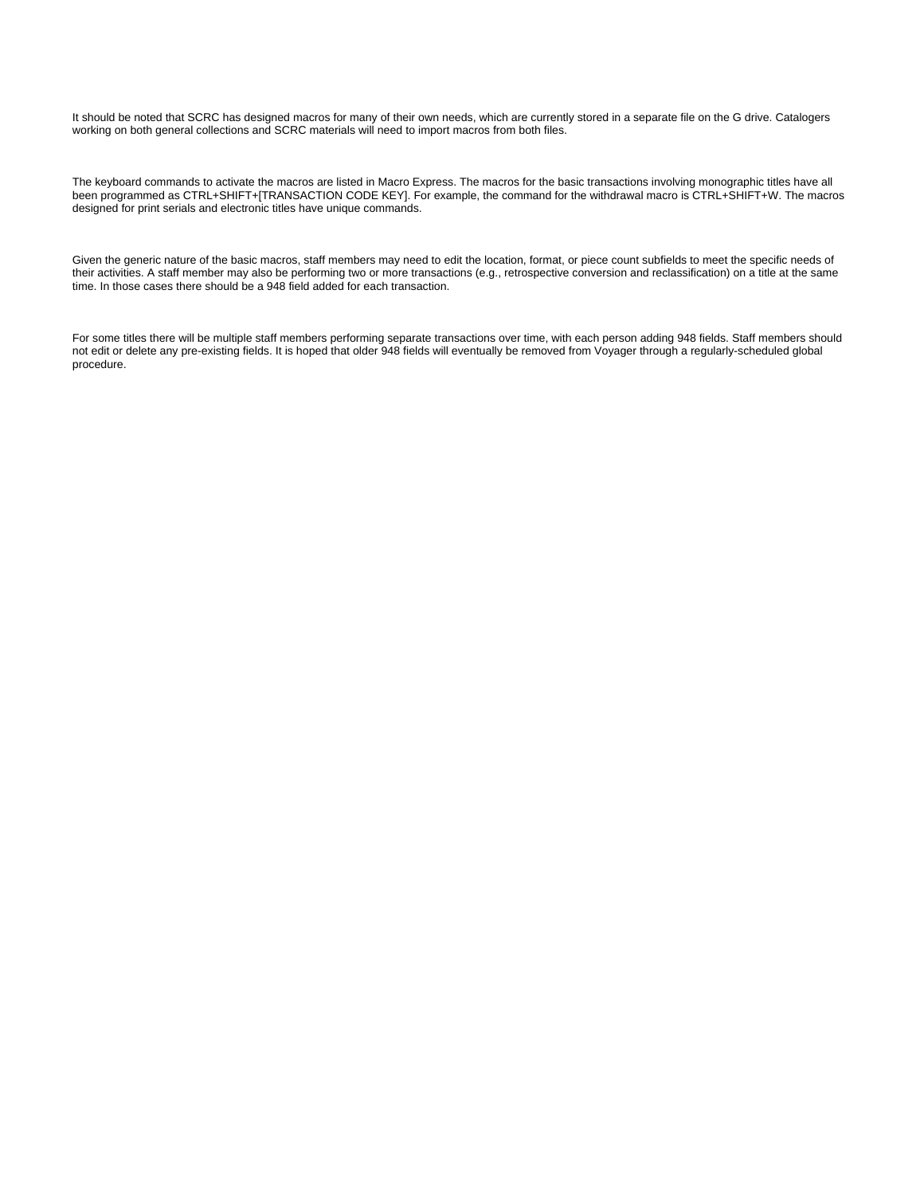It should be noted that SCRC has designed macros for many of their own needs, which are currently stored in a separate file on the G drive. Catalogers working on both general collections and SCRC materials will need to import macros from both files.

The keyboard commands to activate the macros are listed in Macro Express. The macros for the basic transactions involving monographic titles have all been programmed as CTRL+SHIFT+[TRANSACTION CODE KEY]. For example, the command for the withdrawal macro is CTRL+SHIFT+W. The macros designed for print serials and electronic titles have unique commands.

Given the generic nature of the basic macros, staff members may need to edit the location, format, or piece count subfields to meet the specific needs of their activities. A staff member may also be performing two or more transactions (e.g., retrospective conversion and reclassification) on a title at the same time. In those cases there should be a 948 field added for each transaction.

For some titles there will be multiple staff members performing separate transactions over time, with each person adding 948 fields. Staff members should not edit or delete any pre-existing fields. It is hoped that older 948 fields will eventually be removed from Voyager through a regularly-scheduled global procedure.